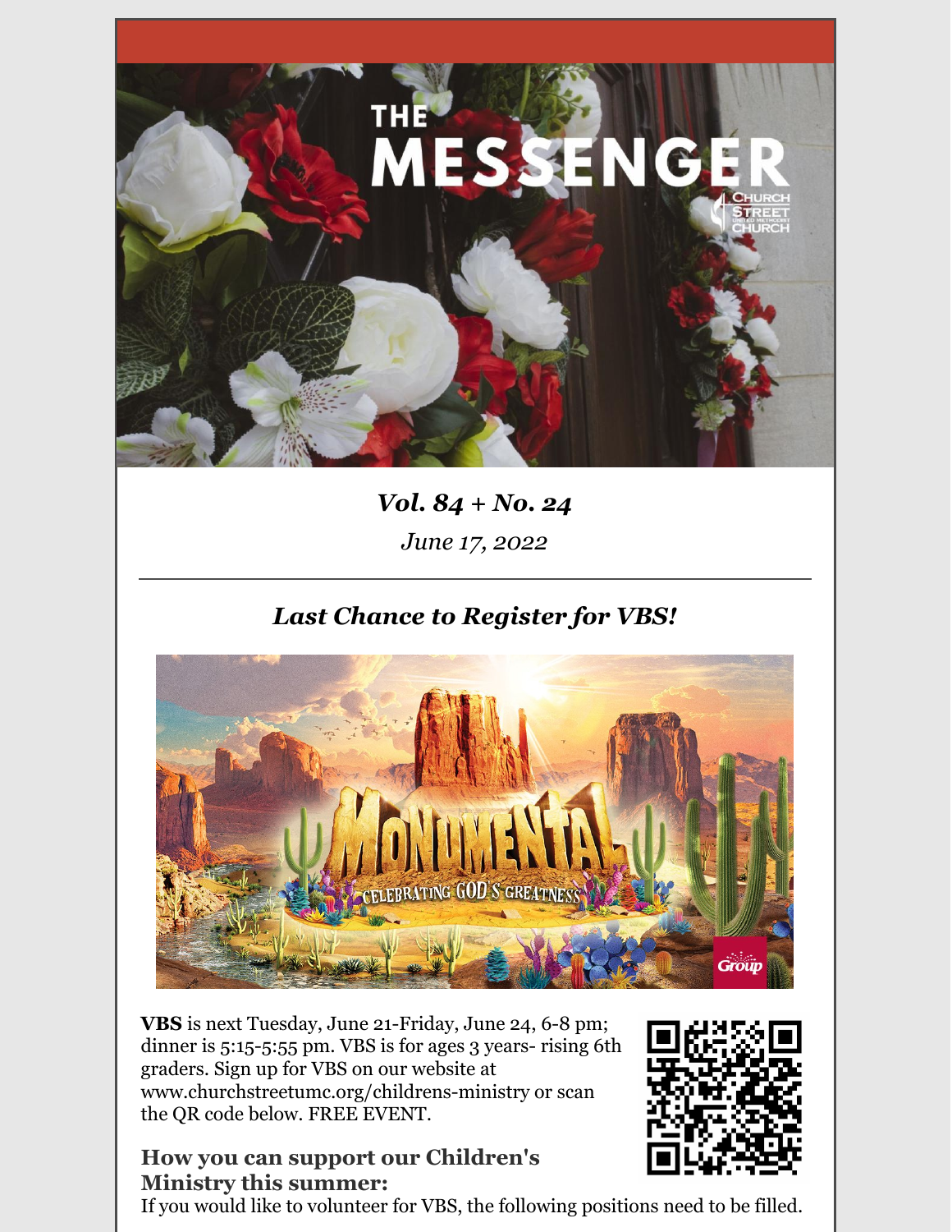# THE MESSENGER

*Vol. 84 + No. 24*

*June 17, 2022*

---

## *Last Chance to Register for VBS!*

**VBS** is next Tuesday, June 21-Friday, June 24, 6-8 pm; dinner is 5:15-5:55 pm. VBS is for ages 3 years- rising 6th graders. Sign up for VBS on our website at www.churchstreetumc.org/childrens-ministry or scan the QR code below. FREE EVENT.

### How you can support our Children's Ministry this summer:

If you would like to volunteer for VBS, the following positions need to be filled.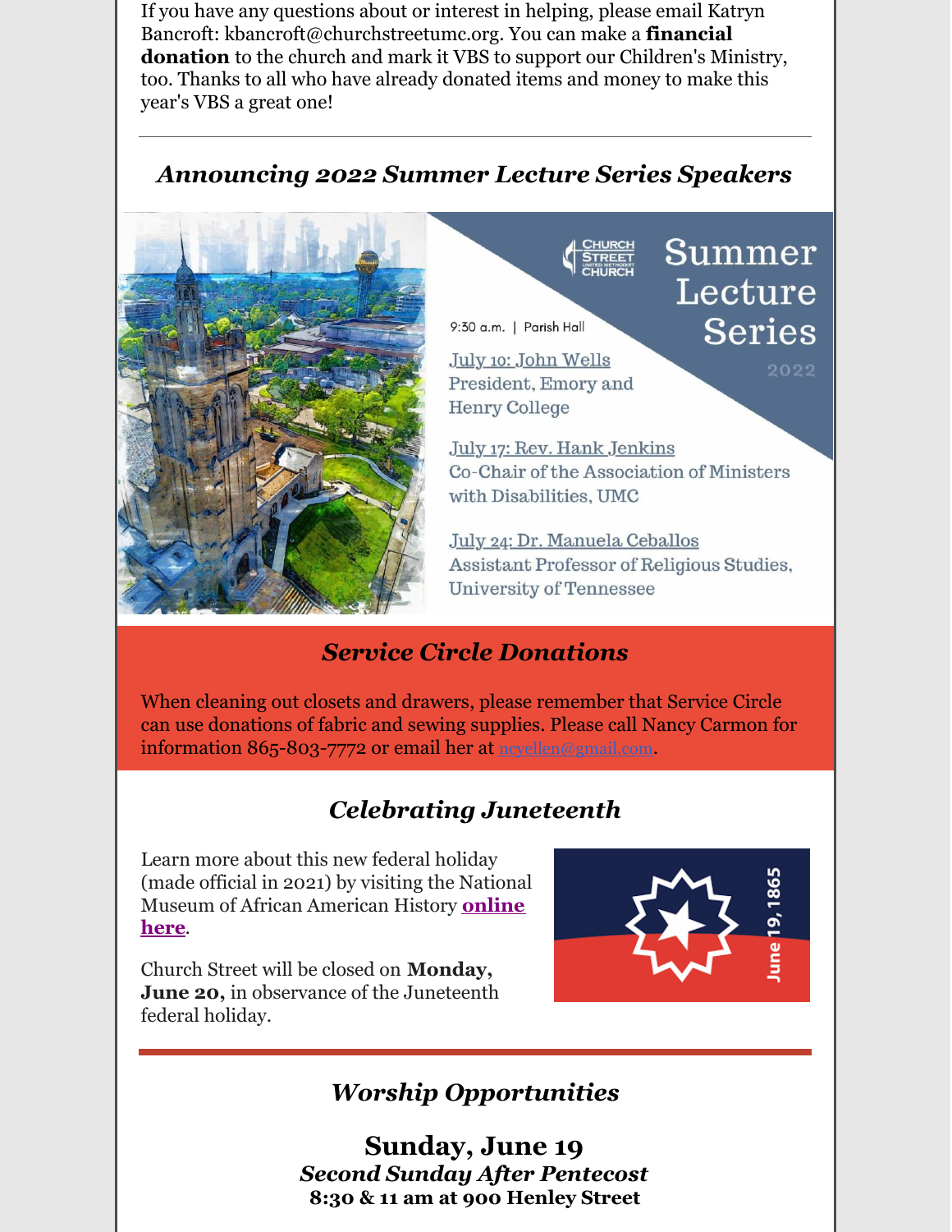If you have any questions about or interest in helping, please email Katryn Bancroft: kbancroft@churchstreetumc.org. You can make a **financial donation** to the church and mark it VBS to support our Children's Ministry, too. Thanks to all who have already donated items and money to make this year's VBS a great one!

---

## *Announcing 2022 Summer Lecture Series Speakers*

Church Street United Methodist Church

Summer Lecture Series 2022

9:30 a.m. | Parish Hall

July 10: John Wells
President, Emory and Henry College

July 17: Rev. Hank Jenkins
Co-Chair of the Association of Ministers with Disabilities, UMC

July 24: Dr. Manuela Ceballos
Assistant Professor of Religious Studies, University of Tennessee

## *Service Circle Donations*

When cleaning out closets and drawers, please remember that Service Circle can use donations of fabric and sewing supplies. Please call Nancy Carmon for information 865-803-7772 or email her at ncyellen@gmail.com.

## *Celebrating Juneteenth*

Learn more about this new federal holiday (made official in 2021) by visiting the National Museum of African American History **online here**.

Church Street will be closed on **Monday, June 20,** in observance of the Juneteenth federal holiday.

June 19, 1865

---

## *Worship Opportunities*

### Sunday, June 19

***Second Sunday After Pentecost***

**8:30 & 11 am at 900 Henley Street**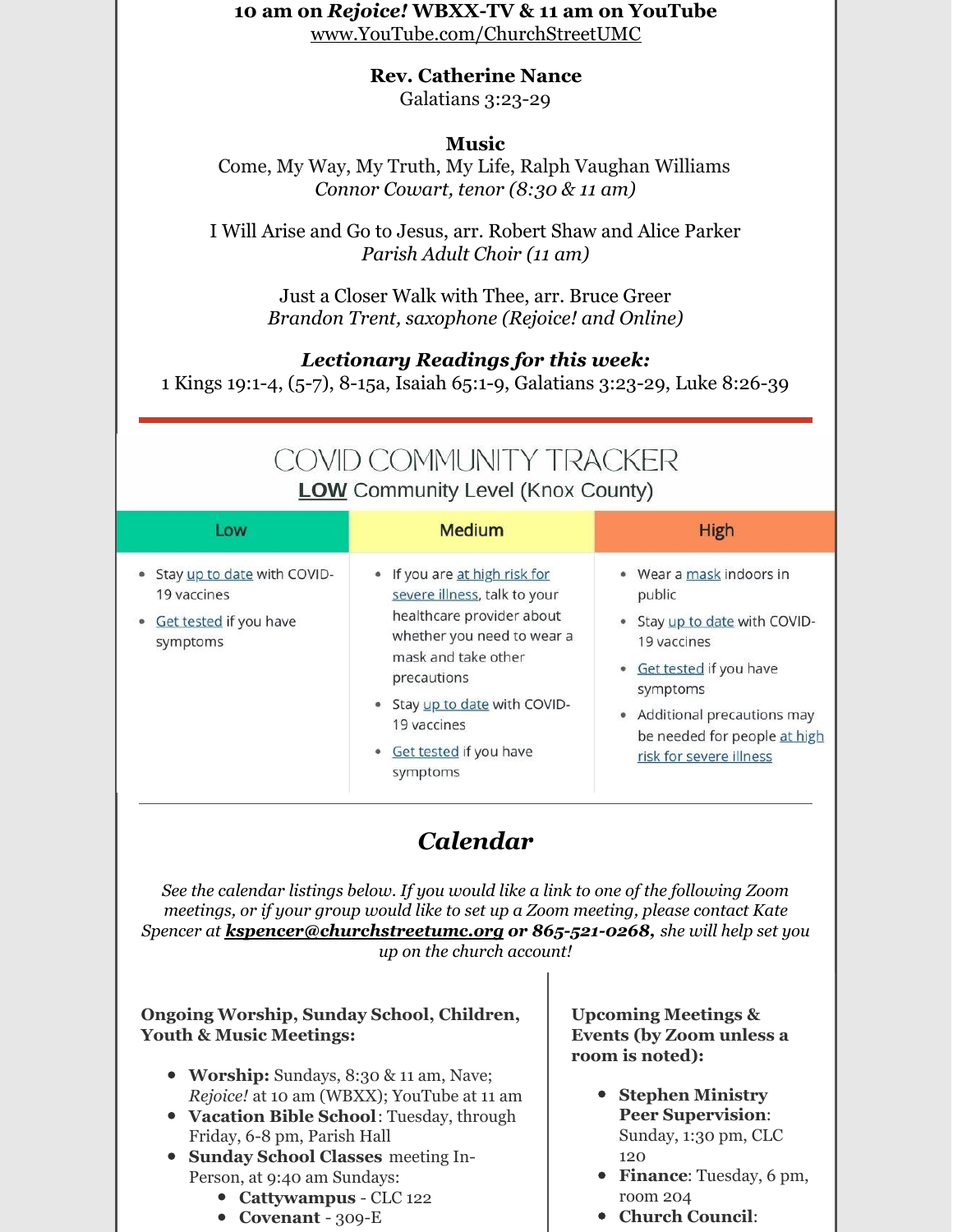**10 am on *Rejoice!* WBXX-TV & 11 am on YouTube**
www.YouTube.com/ChurchStreetUMC

**Rev. Catherine Nance**
Galatians 3:23-29

**Music**
Come, My Way, My Truth, My Life, Ralph Vaughan Williams
*Connor Cowart, tenor (8:30 & 11 am)*

I Will Arise and Go to Jesus, arr. Robert Shaw and Alice Parker
*Parish Adult Choir (11 am)*

Just a Closer Walk with Thee, arr. Bruce Greer
*Brandon Trent, saxophone (Rejoice! and Online)*

***Lectionary Readings for this week:***
1 Kings 19:1-4, (5-7), 8-15a, Isaiah 65:1-9, Galatians 3:23-29, Luke 8:26-39

---

## COVID COMMUNITY TRACKER

**LOW** Community Level (Knox County)

| Low | Medium | High |
|---|---|---|
| • Stay up to date with COVID-19 vaccines<br>• Get tested if you have symptoms | • If you are at high risk for severe illness, talk to your healthcare provider about whether you need to wear a mask and take other precautions<br>• Stay up to date with COVID-19 vaccines<br>• Get tested if you have symptoms | • Wear a mask indoors in public<br>• Stay up to date with COVID-19 vaccines<br>• Get tested if you have symptoms<br>• Additional precautions may be needed for people at high risk for severe illness |

---

## *Calendar*

*See the calendar listings below. If you would like a link to one of the following Zoom meetings, or if your group would like to set up a Zoom meeting, please contact Kate Spencer at **kspencer@churchstreetumc.org** or **865-521-0268**, she will help set you up on the church account!*

**Ongoing Worship, Sunday School, Children, Youth & Music Meetings:**

- **Worship:** Sundays, 8:30 & 11 am, Nave; *Rejoice!* at 10 am (WBXX); YouTube at 11 am
- **Vacation Bible School**: Tuesday, through Friday, 6-8 pm, Parish Hall
- **Sunday School Classes** meeting In-Person, at 9:40 am Sundays:
  - **Cattywampus** - CLC 122
  - **Covenant** - 309-E

**Upcoming Meetings & Events (by Zoom unless a room is noted):**

- **Stephen Ministry Peer Supervision**: Sunday, 1:30 pm, CLC 120
- **Finance**: Tuesday, 6 pm, room 204
- **Church Council**: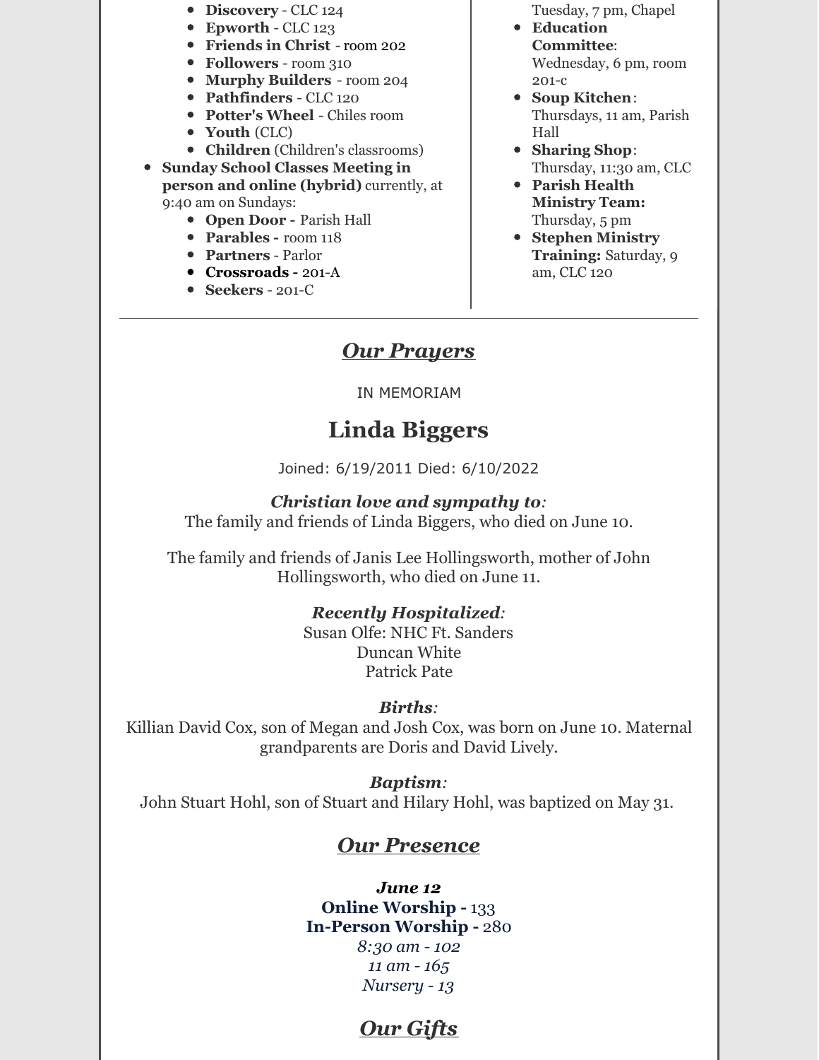- **Discovery** - CLC 124
- **Epworth** - CLC 123
- **Friends in Christ** - room 202
- **Followers** - room 310
- **Murphy Builders** - room 204
- **Pathfinders** - CLC 120
- **Potter's Wheel** - Chiles room
- **Youth** (CLC)
- **Children** (Children's classrooms)

- **Sunday School Classes Meeting in person and online (hybrid)** currently, at 9:40 am on Sundays:
  - **Open Door -** Parish Hall
  - **Parables -** room 118
  - **Partners** - Parlor
  - **Crossroads -** 201-A
  - **Seekers** - 201-C

Tuesday, 7 pm, Chapel

- **Education Committee**: Wednesday, 6 pm, room 201-c
- **Soup Kitchen**: Thursdays, 11 am, Parish Hall
- **Sharing Shop**: Thursday, 11:30 am, CLC
- **Parish Health Ministry Team:** Thursday, 5 pm
- **Stephen Ministry Training:** Saturday, 9 am, CLC 120

---

## ***Our Prayers***

IN MEMORIAM

# Linda Biggers

Joined: 6/19/2011 Died: 6/10/2022

***Christian love and sympathy to:***

The family and friends of Linda Biggers, who died on June 10.

The family and friends of Janis Lee Hollingsworth, mother of John Hollingsworth, who died on June 11.

***Recently Hospitalized:***

Susan Olfe: NHC Ft. Sanders
Duncan White
Patrick Pate

***Births:***

Killian David Cox, son of Megan and Josh Cox, was born on June 10. Maternal grandparents are Doris and David Lively.

***Baptism:***

John Stuart Hohl, son of Stuart and Hilary Hohl, was baptized on May 31.

## ***Our Presence***

***June 12***
**Online Worship -** 133
**In-Person Worship -** 280
*8:30 am - 102*
*11 am - 165*
*Nursery - 13*

## ***Our Gifts***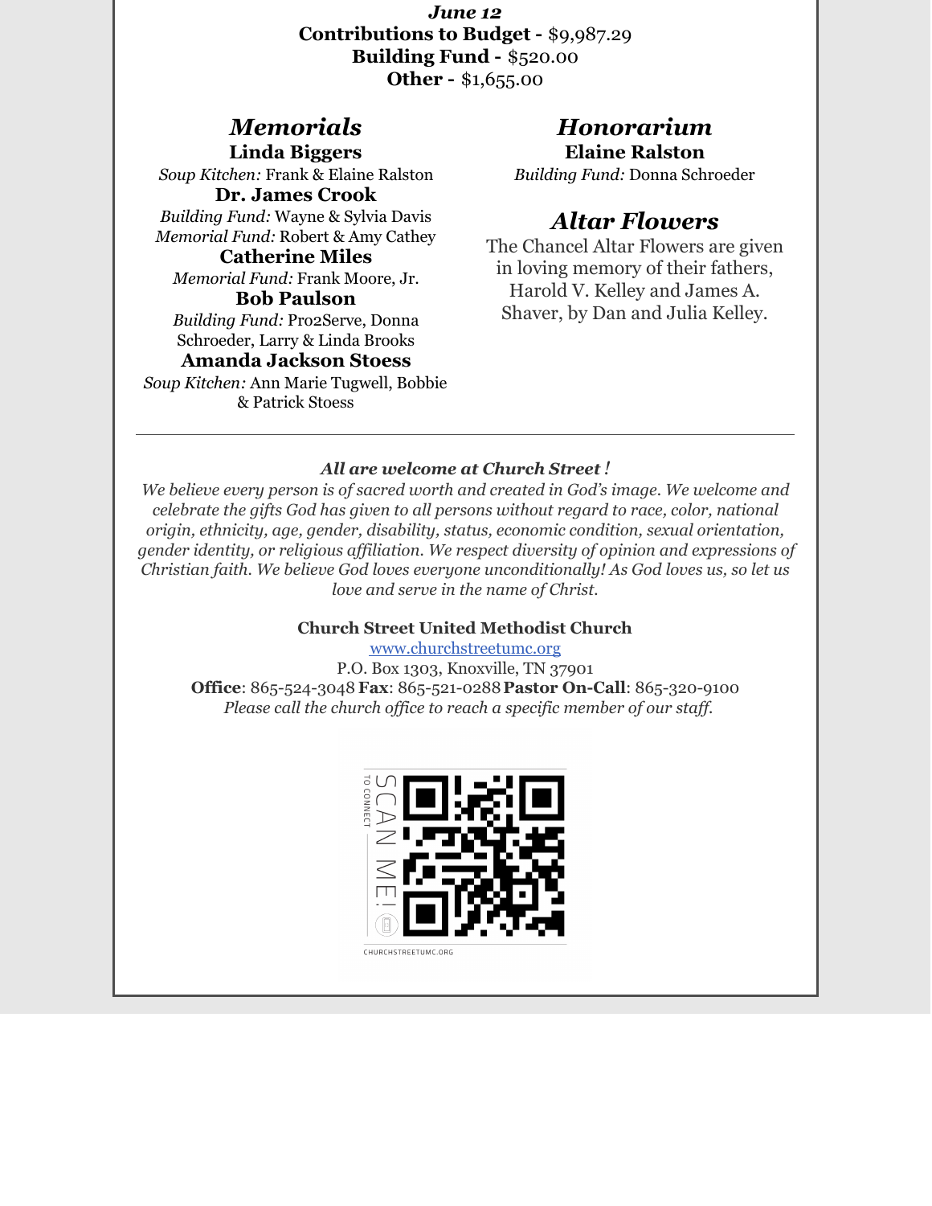***June 12***
**Contributions to Budget -** $9,987.29
**Building Fund -** $520.00
**Other -** $1,655.00

## *Memorials*

**Linda Biggers**
*Soup Kitchen:* Frank & Elaine Ralston

**Dr. James Crook**
*Building Fund:* Wayne & Sylvia Davis
*Memorial Fund:* Robert & Amy Cathey

**Catherine Miles**
*Memorial Fund:* Frank Moore, Jr.

**Bob Paulson**
*Building Fund:* Pro2Serve, Donna Schroeder, Larry & Linda Brooks

**Amanda Jackson Stoess**
*Soup Kitchen:* Ann Marie Tugwell, Bobbie & Patrick Stoess

## *Honorarium*

**Elaine Ralston**
*Building Fund:* Donna Schroeder

## *Altar Flowers*

The Chancel Altar Flowers are given in loving memory of their fathers, Harold V. Kelley and James A. Shaver, by Dan and Julia Kelley.

---

***All are welcome at Church Street!***

*We believe every person is of sacred worth and created in God's image. We welcome and celebrate the gifts God has given to all persons without regard to race, color, national origin, ethnicity, age, gender, disability, status, economic condition, sexual orientation, gender identity, or religious affiliation. We respect diversity of opinion and expressions of Christian faith. We believe God loves everyone unconditionally! As God loves us, so let us love and serve in the name of Christ.*

**Church Street United Methodist Church**
www.churchstreetumc.org
P.O. Box 1303, Knoxville, TN 37901
**Office**: 865-524-3048 **Fax**: 865-521-0288 **Pastor On-Call**: 865-320-9100
*Please call the church office to reach a specific member of our staff.*

SCAN ME! TO CONNECT
CHURCHSTREETUMC.ORG